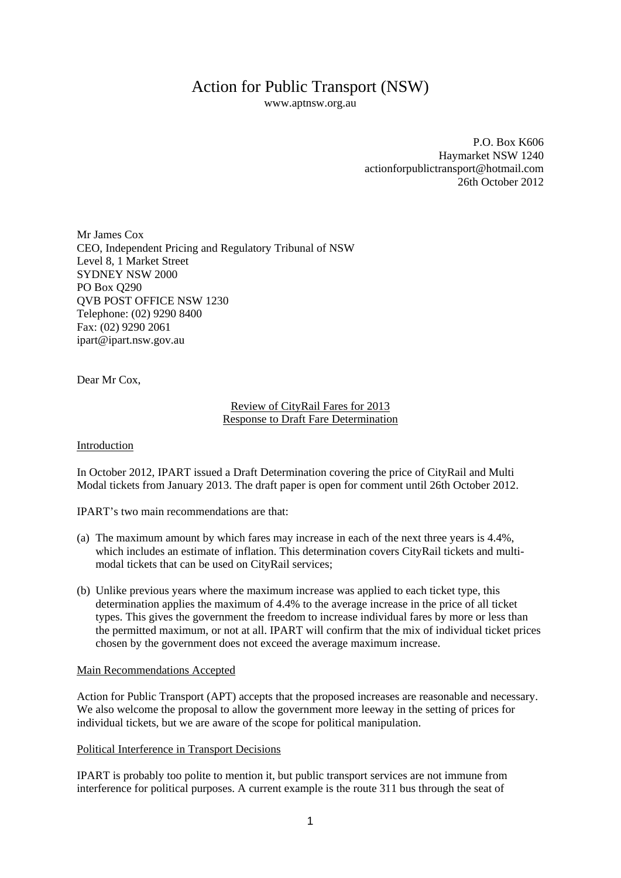# Action for Public Transport (NSW)

www.aptnsw.org.au

P.O. Box K606
Haymarket NSW 1240
actionforpublictransport@hotmail.com
26th October 2012

Mr James Cox
CEO, Independent Pricing and Regulatory Tribunal of NSW
Level 8, 1 Market Street
SYDNEY NSW 2000
PO Box Q290
QVB POST OFFICE NSW 1230
Telephone: (02) 9290 8400
Fax: (02) 9290 2061
ipart@ipart.nsw.gov.au

Dear Mr Cox,

## Review of CityRail Fares for 2013
## Response to Draft Fare Determination

### Introduction

In October 2012, IPART issued a Draft Determination covering the price of CityRail and Multi Modal tickets from January 2013. The draft paper is open for comment until 26th October 2012.

IPART's two main recommendations are that:

(a) The maximum amount by which fares may increase in each of the next three years is 4.4%, which includes an estimate of inflation. This determination covers CityRail tickets and multi-modal tickets that can be used on CityRail services;

(b) Unlike previous years where the maximum increase was applied to each ticket type, this determination applies the maximum of 4.4% to the average increase in the price of all ticket types. This gives the government the freedom to increase individual fares by more or less than the permitted maximum, or not at all. IPART will confirm that the mix of individual ticket prices chosen by the government does not exceed the average maximum increase.

### Main Recommendations Accepted

Action for Public Transport (APT) accepts that the proposed increases are reasonable and necessary. We also welcome the proposal to allow the government more leeway in the setting of prices for individual tickets, but we are aware of the scope for political manipulation.

### Political Interference in Transport Decisions

IPART is probably too polite to mention it, but public transport services are not immune from interference for political purposes. A current example is the route 311 bus through the seat of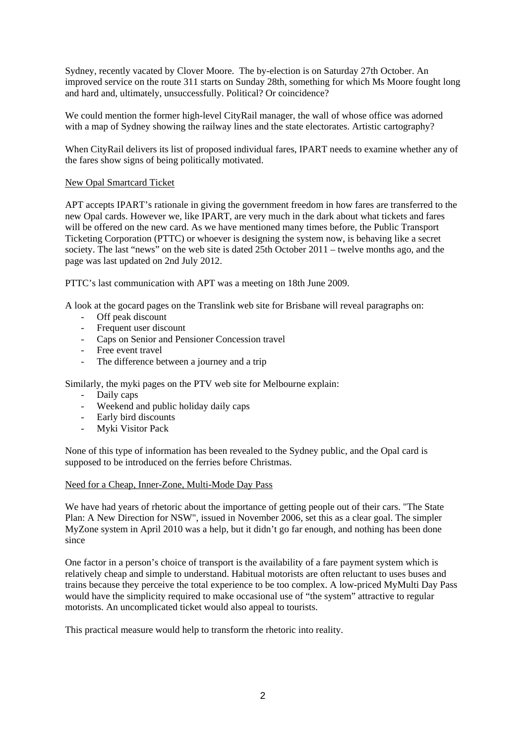Sydney, recently vacated by Clover Moore. The by-election is on Saturday 27th October. An improved service on the route 311 starts on Sunday 28th, something for which Ms Moore fought long and hard and, ultimately, unsuccessfully. Political? Or coincidence?

We could mention the former high-level CityRail manager, the wall of whose office was adorned with a map of Sydney showing the railway lines and the state electorates. Artistic cartography?

When CityRail delivers its list of proposed individual fares, IPART needs to examine whether any of the fares show signs of being politically motivated.

<u>New Opal Smartcard Ticket</u>

APT accepts IPART's rationale in giving the government freedom in how fares are transferred to the new Opal cards. However we, like IPART, are very much in the dark about what tickets and fares will be offered on the new card. As we have mentioned many times before, the Public Transport Ticketing Corporation (PTTC) or whoever is designing the system now, is behaving like a secret society. The last "news" on the web site is dated 25th October 2011 – twelve months ago, and the page was last updated on 2nd July 2012.

PTTC's last communication with APT was a meeting on 18th June 2009.

A look at the gocard pages on the Translink web site for Brisbane will reveal paragraphs on:

- Off peak discount
- Frequent user discount
- Caps on Senior and Pensioner Concession travel
- Free event travel
- The difference between a journey and a trip

Similarly, the myki pages on the PTV web site for Melbourne explain:

- Daily caps
- Weekend and public holiday daily caps
- Early bird discounts
- Myki Visitor Pack

None of this type of information has been revealed to the Sydney public, and the Opal card is supposed to be introduced on the ferries before Christmas.

<u>Need for a Cheap, Inner-Zone, Multi-Mode Day Pass</u>

We have had years of rhetoric about the importance of getting people out of their cars. "The State Plan: A New Direction for NSW", issued in November 2006, set this as a clear goal. The simpler MyZone system in April 2010 was a help, but it didn't go far enough, and nothing has been done since

One factor in a person's choice of transport is the availability of a fare payment system which is relatively cheap and simple to understand. Habitual motorists are often reluctant to uses buses and trains because they perceive the total experience to be too complex. A low-priced MyMulti Day Pass would have the simplicity required to make occasional use of "the system" attractive to regular motorists. An uncomplicated ticket would also appeal to tourists.

This practical measure would help to transform the rhetoric into reality.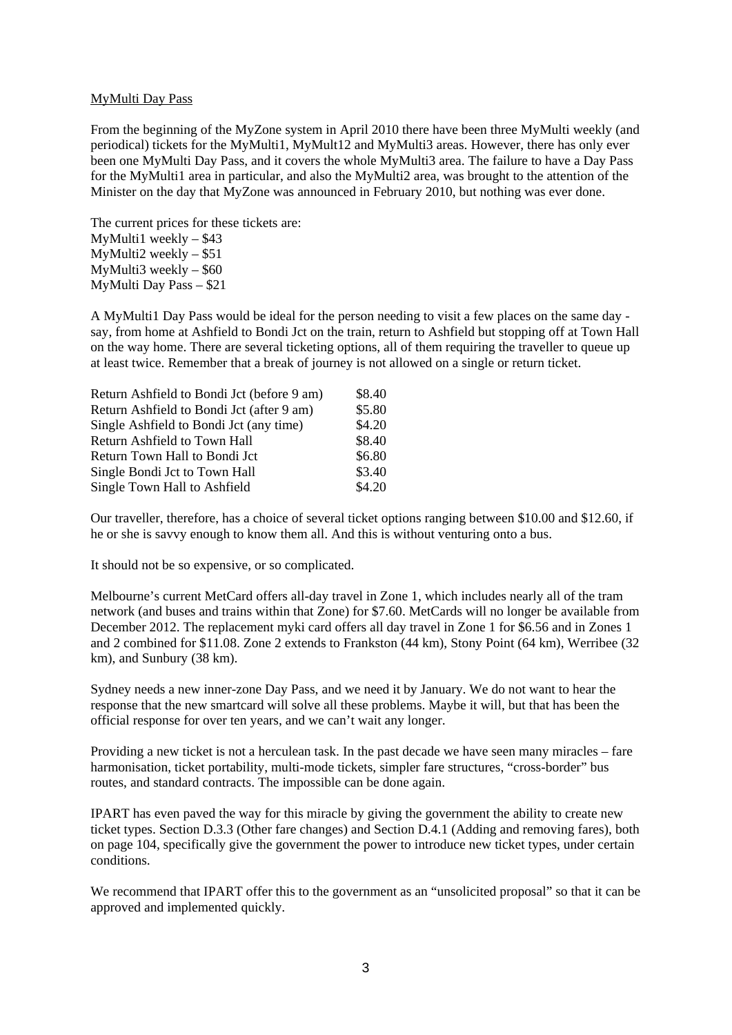MyMulti Day Pass

From the beginning of the MyZone system in April 2010 there have been three MyMulti weekly (and periodical) tickets for the MyMulti1, MyMult12 and MyMulti3 areas. However, there has only ever been one MyMulti Day Pass, and it covers the whole MyMulti3 area. The failure to have a Day Pass for the MyMulti1 area in particular, and also the MyMulti2 area, was brought to the attention of the Minister on the day that MyZone was announced in February 2010, but nothing was ever done.

The current prices for these tickets are:
MyMulti1 weekly – $43
MyMulti2 weekly – $51
MyMulti3 weekly – $60
MyMulti Day Pass – $21

A MyMulti1 Day Pass would be ideal for the person needing to visit a few places on the same day - say, from home at Ashfield to Bondi Jct on the train, return to Ashfield but stopping off at Town Hall on the way home. There are several ticketing options, all of them requiring the traveller to queue up at least twice. Remember that a break of journey is not allowed on a single or return ticket.

| | |
|---|---|
| Return Ashfield to Bondi Jct (before 9 am) | $8.40 |
| Return Ashfield to Bondi Jct (after 9 am) | $5.80 |
| Single Ashfield to Bondi Jct (any time) | $4.20 |
| Return Ashfield to Town Hall | $8.40 |
| Return Town Hall to Bondi Jct | $6.80 |
| Single Bondi Jct to Town Hall | $3.40 |
| Single Town Hall to Ashfield | $4.20 |

Our traveller, therefore, has a choice of several ticket options ranging between $10.00 and $12.60, if he or she is savvy enough to know them all. And this is without venturing onto a bus.

It should not be so expensive, or so complicated.

Melbourne's current MetCard offers all-day travel in Zone 1, which includes nearly all of the tram network (and buses and trains within that Zone) for $7.60. MetCards will no longer be available from December 2012. The replacement myki card offers all day travel in Zone 1 for $6.56 and in Zones 1 and 2 combined for $11.08. Zone 2 extends to Frankston (44 km), Stony Point (64 km), Werribee (32 km), and Sunbury (38 km).

Sydney needs a new inner-zone Day Pass, and we need it by January. We do not want to hear the response that the new smartcard will solve all these problems. Maybe it will, but that has been the official response for over ten years, and we can't wait any longer.

Providing a new ticket is not a herculean task. In the past decade we have seen many miracles – fare harmonisation, ticket portability, multi-mode tickets, simpler fare structures, "cross-border" bus routes, and standard contracts. The impossible can be done again.

IPART has even paved the way for this miracle by giving the government the ability to create new ticket types. Section D.3.3 (Other fare changes) and Section D.4.1 (Adding and removing fares), both on page 104, specifically give the government the power to introduce new ticket types, under certain conditions.

We recommend that IPART offer this to the government as an "unsolicited proposal" so that it can be approved and implemented quickly.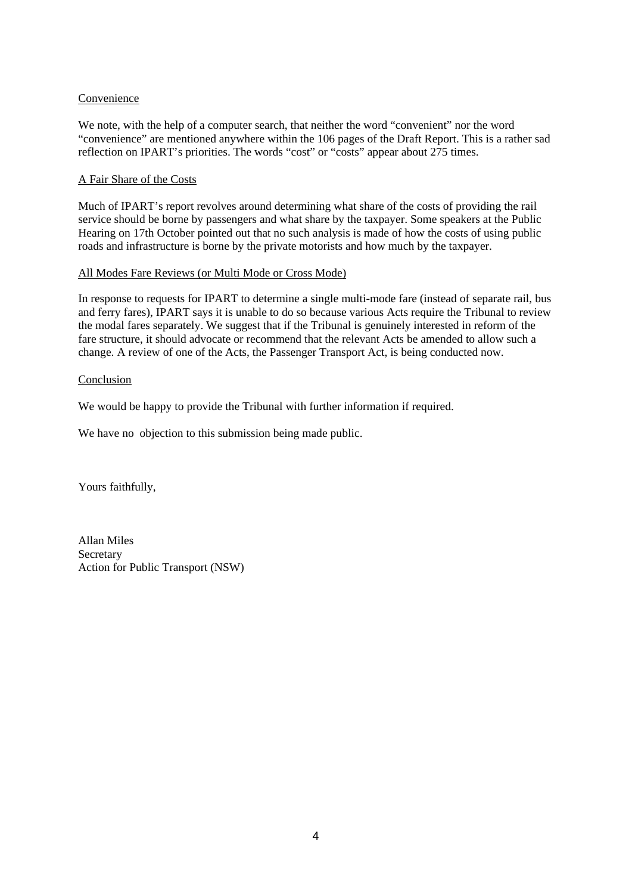Convenience

We note, with the help of a computer search, that neither the word "convenient" nor the word "convenience" are mentioned anywhere within the 106 pages of the Draft Report. This is a rather sad reflection on IPART's priorities. The words "cost" or "costs" appear about 275 times.

A Fair Share of the Costs

Much of IPART's report revolves around determining what share of the costs of providing the rail service should be borne by passengers and what share by the taxpayer. Some speakers at the Public Hearing on 17th October pointed out that no such analysis is made of how the costs of using public roads and infrastructure is borne by the private motorists and how much by the taxpayer.

All Modes Fare Reviews (or Multi Mode or Cross Mode)

In response to requests for IPART to determine a single multi-mode fare (instead of separate rail, bus and ferry fares), IPART says it is unable to do so because various Acts require the Tribunal to review the modal fares separately. We suggest that if the Tribunal is genuinely interested in reform of the fare structure, it should advocate or recommend that the relevant Acts be amended to allow such a change. A review of one of the Acts, the Passenger Transport Act, is being conducted now.

Conclusion

We would be happy to provide the Tribunal with further information if required.

We have no objection to this submission being made public.

Yours faithfully,

Allan Miles
Secretary
Action for Public Transport (NSW)